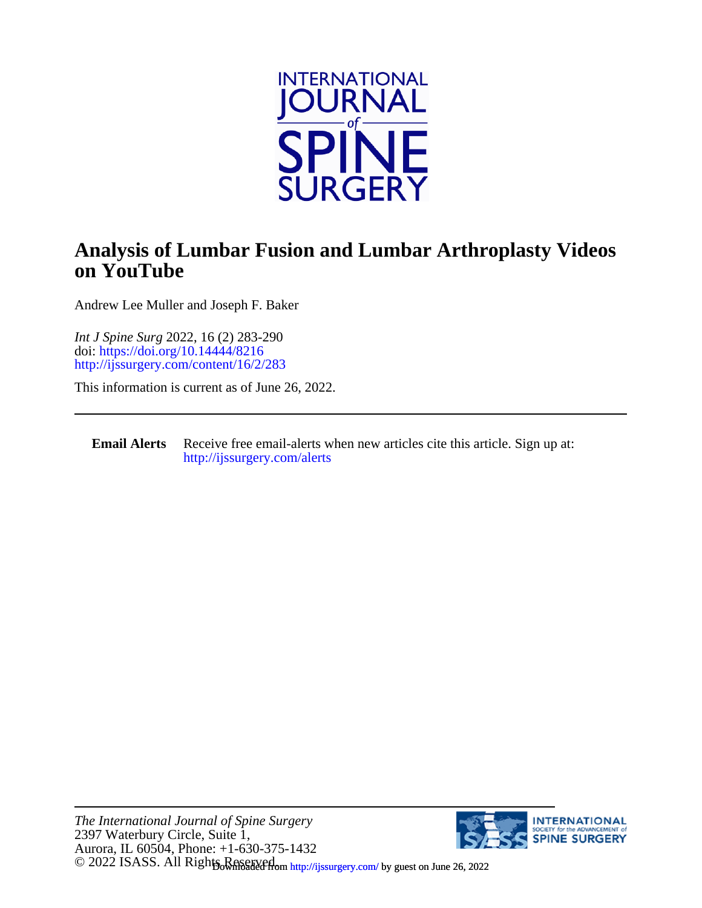# Analysis of Lumbar Fusion and Lumbar Arthroplasty Videos on YouTube

Andrew Lee Muller and Joseph F. Baker

*Int J Spine Surg* 2022, 16 (2) 283-290
doi: https://doi.org/10.14444/8216
http://ijssurgery.com/content/16/2/283

This information is current as of June 26, 2022.

---

**Email Alerts** Receive free email-alerts when new articles cite this article. Sign up at: http://ijssurgery.com/alerts

---

*The International Journal of Spine Surgery*
2397 Waterbury Circle, Suite 1,
Aurora, IL 60504, Phone: +1-630-375-1432
© 2022 ISASS. All Rights Reserved.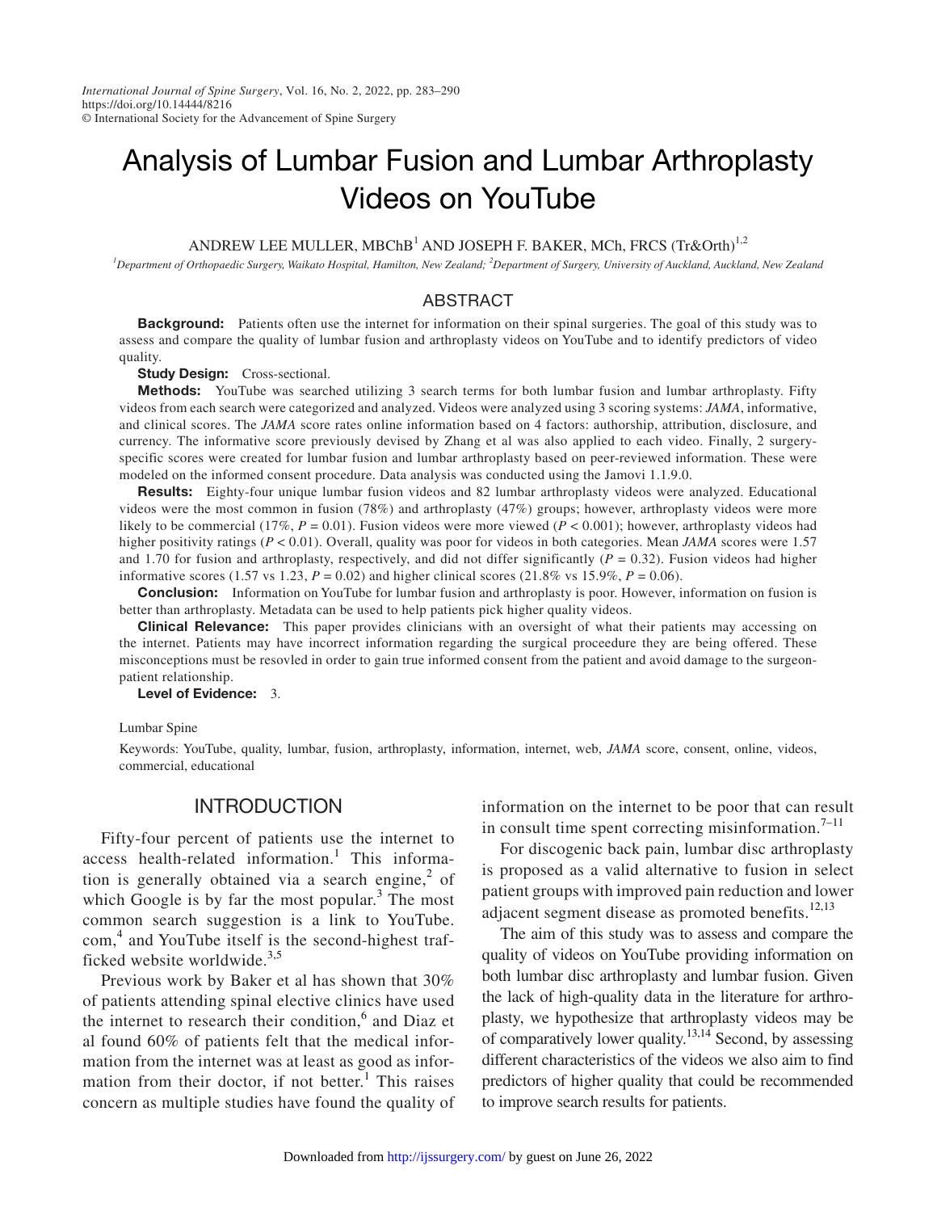# Analysis of Lumbar Fusion and Lumbar Arthroplasty Videos on YouTube

ANDREW LEE MULLER, MBChB[1] AND JOSEPH F. BAKER, MCh, FRCS (Tr&Orth)[1,2]

[1]*Department of Orthopaedic Surgery, Waikato Hospital, Hamilton, New Zealand;* [2]*Department of Surgery, University of Auckland, Auckland, New Zealand*

## ABSTRACT

**Background:** Patients often use the internet for information on their spinal surgeries. The goal of this study was to assess and compare the quality of lumbar fusion and arthroplasty videos on YouTube and to identify predictors of video quality.

**Study Design:** Cross-sectional.

**Methods:** YouTube was searched utilizing 3 search terms for both lumbar fusion and lumbar arthroplasty. Fifty videos from each search were categorized and analyzed. Videos were analyzed using 3 scoring systems: *JAMA*, informative, and clinical scores. The *JAMA* score rates online information based on 4 factors: authorship, attribution, disclosure, and currency. The informative score previously devised by Zhang et al was also applied to each video. Finally, 2 surgery-specific scores were created for lumbar fusion and lumbar arthroplasty based on peer-reviewed information. These were modeled on the informed consent procedure. Data analysis was conducted using the Jamovi 1.1.9.0.

**Results:** Eighty-four unique lumbar fusion videos and 82 lumbar arthroplasty videos were analyzed. Educational videos were the most common in fusion (78%) and arthroplasty (47%) groups; however, arthroplasty videos were more likely to be commercial (17%, $P = 0.01$). Fusion videos were more viewed ($P < 0.001$); however, arthroplasty videos had higher positivity ratings ($P < 0.01$). Overall, quality was poor for videos in both categories. Mean *JAMA* scores were 1.57 and 1.70 for fusion and arthroplasty, respectively, and did not differ significantly ($P = 0.32$). Fusion videos had higher informative scores (1.57 vs 1.23, $P = 0.02$) and higher clinical scores (21.8% vs 15.9%, $P = 0.06$).

**Conclusion:** Information on YouTube for lumbar fusion and arthroplasty is poor. However, information on fusion is better than arthroplasty. Metadata can be used to help patients pick higher quality videos.

**Clinical Relevance:** This paper provides clinicians with an oversight of what their patients may accessing on the internet. Patients may have incorrect information regarding the surgical proceedure they are being offered. These misconceptions must be resovled in order to gain true informed consent from the patient and avoid damage to the surgeon-patient relationship.

**Level of Evidence:** 3.

Lumbar Spine

Keywords: YouTube, quality, lumbar, fusion, arthroplasty, information, internet, web, *JAMA* score, consent, online, videos, commercial, educational

## INTRODUCTION

Fifty-four percent of patients use the internet to access health-related information.[1] This information is generally obtained via a search engine,[2] of which Google is by far the most popular.[3] The most common search suggestion is a link to YouTube.com,[4] and YouTube itself is the second-highest trafficked website worldwide.[3,5]

Previous work by Baker et al has shown that 30% of patients attending spinal elective clinics have used the internet to research their condition,[6] and Diaz et al found 60% of patients felt that the medical information from the internet was at least as good as information from their doctor, if not better.[1] This raises concern as multiple studies have found the quality of information on the internet to be poor that can result in consult time spent correcting misinformation.[7–11]

For discogenic back pain, lumbar disc arthroplasty is proposed as a valid alternative to fusion in select patient groups with improved pain reduction and lower adjacent segment disease as promoted benefits.[12,13]

The aim of this study was to assess and compare the quality of videos on YouTube providing information on both lumbar disc arthroplasty and lumbar fusion. Given the lack of high-quality data in the literature for arthroplasty, we hypothesize that arthroplasty videos may be of comparatively lower quality.[13,14] Second, by assessing different characteristics of the videos we also aim to find predictors of higher quality that could be recommended to improve search results for patients.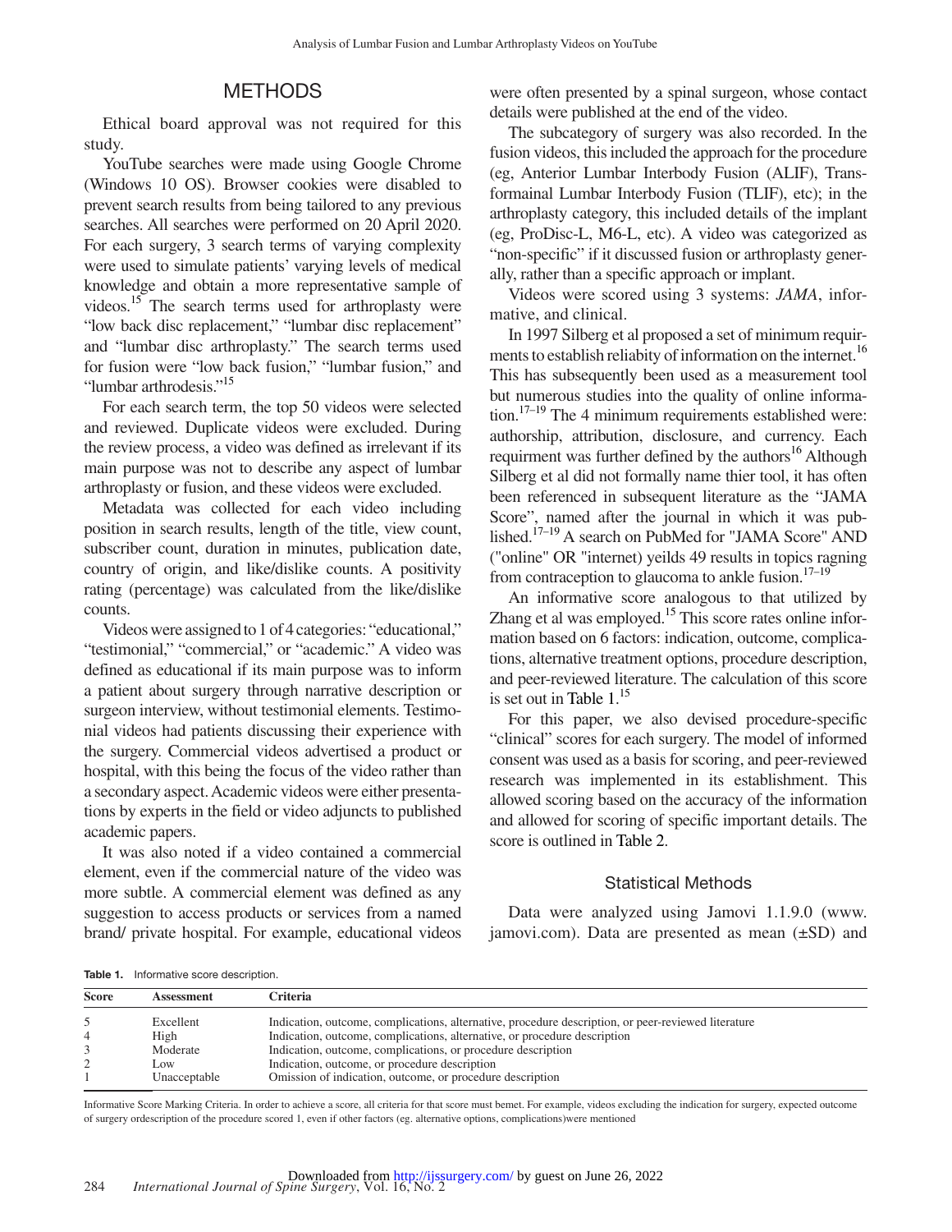## METHODS

Ethical board approval was not required for this study.

YouTube searches were made using Google Chrome (Windows 10 OS). Browser cookies were disabled to prevent search results from being tailored to any previous searches. All searches were performed on 20 April 2020. For each surgery, 3 search terms of varying complexity were used to simulate patients' varying levels of medical knowledge and obtain a more representative sample of videos.[15] The search terms used for arthroplasty were "low back disc replacement," "lumbar disc replacement" and "lumbar disc arthroplasty." The search terms used for fusion were "low back fusion," "lumbar fusion," and "lumbar arthrodesis."[15]

For each search term, the top 50 videos were selected and reviewed. Duplicate videos were excluded. During the review process, a video was defined as irrelevant if its main purpose was not to describe any aspect of lumbar arthroplasty or fusion, and these videos were excluded.

Metadata was collected for each video including position in search results, length of the title, view count, subscriber count, duration in minutes, publication date, country of origin, and like/dislike counts. A positivity rating (percentage) was calculated from the like/dislike counts.

Videos were assigned to 1 of 4 categories: "educational," "testimonial," "commercial," or "academic." A video was defined as educational if its main purpose was to inform a patient about surgery through narrative description or surgeon interview, without testimonial elements. Testimonial videos had patients discussing their experience with the surgery. Commercial videos advertised a product or hospital, with this being the focus of the video rather than a secondary aspect. Academic videos were either presentations by experts in the field or video adjuncts to published academic papers.

It was also noted if a video contained a commercial element, even if the commercial nature of the video was more subtle. A commercial element was defined as any suggestion to access products or services from a named brand/ private hospital. For example, educational videos were often presented by a spinal surgeon, whose contact details were published at the end of the video.

The subcategory of surgery was also recorded. In the fusion videos, this included the approach for the procedure (eg, Anterior Lumbar Interbody Fusion (ALIF), Transformainal Lumbar Interbody Fusion (TLIF), etc); in the arthroplasty category, this included details of the implant (eg, ProDisc-L, M6-L, etc). A video was categorized as "non-specific" if it discussed fusion or arthroplasty generally, rather than a specific approach or implant.

Videos were scored using 3 systems: *JAMA*, informative, and clinical.

In 1997 Silberg et al proposed a set of minimum requirments to establish reliability of information on the internet.[16] This has subsequently been used as a measurement tool but numerous studies into the quality of online information.[17–19] The 4 minimum requirements established were: authorship, attribution, disclosure, and currency. Each requirment was further defined by the authors[16] Although Silberg et al did not formally name thier tool, it has often been referenced in subsequent literature as the "JAMA Score", named after the journal in which it was published.[17–19] A search on PubMed for "JAMA Score" AND ("online" OR "internet) yeilds 49 results in topics ragning from contraception to glaucoma to ankle fusion.[17–19]

An informative score analogous to that utilized by Zhang et al was employed.[15] This score rates online information based on 6 factors: indication, outcome, complications, alternative treatment options, procedure description, and peer-reviewed literature. The calculation of this score is set out in Table 1.[15]

For this paper, we also devised procedure-specific "clinical" scores for each surgery. The model of informed consent was used as a basis for scoring, and peer-reviewed research was implemented in its establishment. This allowed scoring based on the accuracy of the information and allowed for scoring of specific important details. The score is outlined in Table 2.

### Statistical Methods

Data were analyzed using Jamovi 1.1.9.0 (www.jamovi.com). Data are presented as mean (±SD) and

**Table 1.** Informative score description.

| Score | Assessment | Criteria |
|---|---|---|
| 5 | Excellent | Indication, outcome, complications, alternative, procedure description, or peer-reviewed literature |
| 4 | High | Indication, outcome, complications, alternative, or procedure description |
| 3 | Moderate | Indication, outcome, complications, or procedure description |
| 2 | Low | Indication, outcome, or procedure description |
| 1 | Unacceptable | Omission of indication, outcome, or procedure description |

Informative Score Marking Criteria. In order to achieve a score, all criteria for that score must bemet. For example, videos excluding the indication for surgery, expected outcome of surgery ordescription of the procedure scored 1, even if other factors (eg. alternative options, complications)were mentioned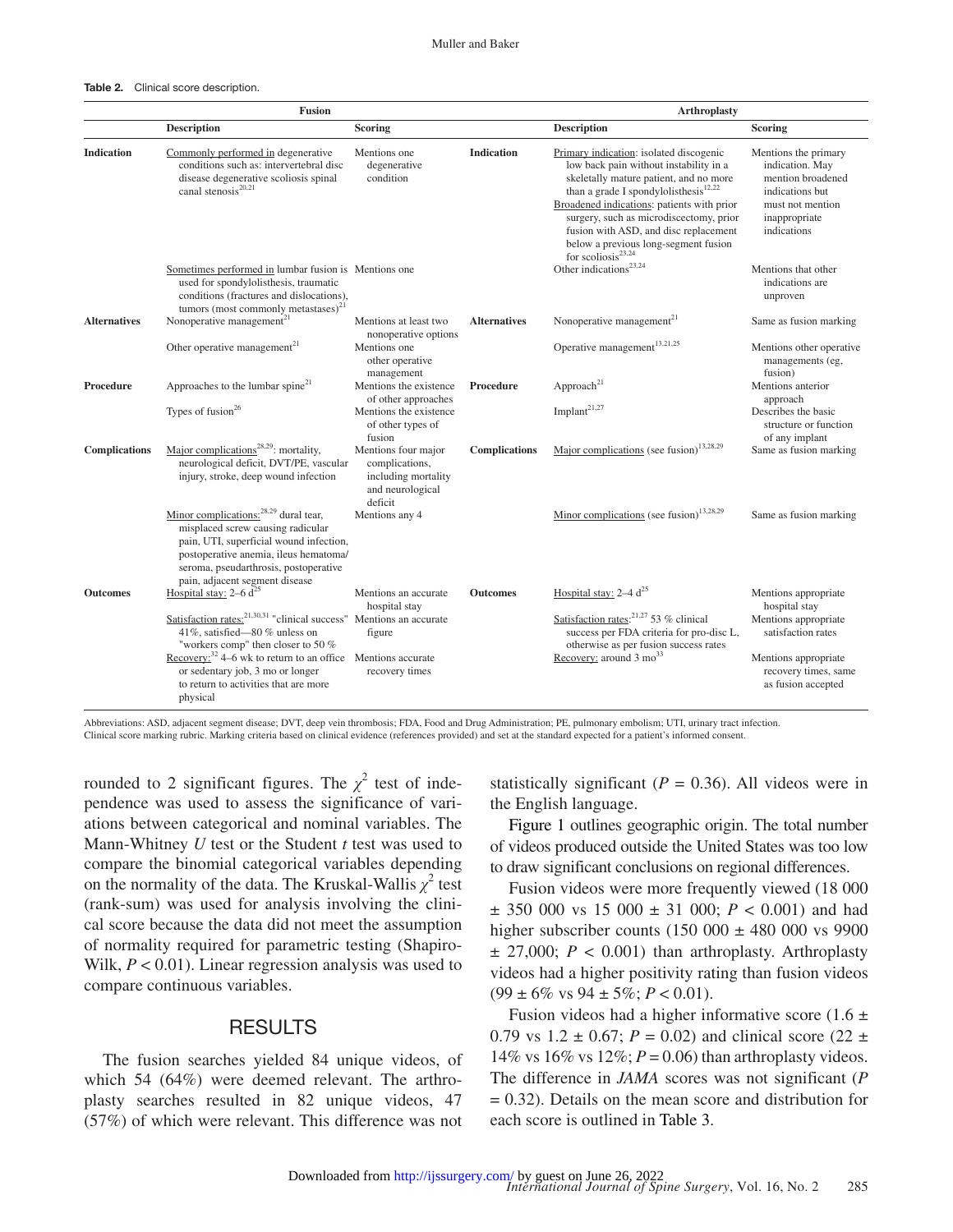**Table 2.** Clinical score description.

| Fusion | | | Arthroplasty | | |
|---|---|---|---|---|---|
| | Description | Scoring | | Description | Scoring |
| Indication | Commonly performed in degenerative conditions such as: intervertebral disc disease degenerative scoliosis spinal canal stenosis[20,21] | Mentions one degenerative condition | Indication | Primary indication: isolated discogenic low back pain without instability in a skeletally mature patient, and no more than a grade I spondylolisthesis[12,22] Broadened indications: patients with prior surgery, such as microdiscectomy, prior fusion with ASD, and disc replacement below a previous long-segment fusion for scoliosis[23,24] | Mentions the primary indication. May mention broadened indications but must not mention inappropriate indications |
| | Sometimes performed in lumbar fusion is used for spondylolisthesis, traumatic conditions (fractures and dislocations), tumors (most commonly metastases)[21] | Mentions one | | Other indications[23,24] | Mentions that other indications are unproven |
| Alternatives | Nonoperative management[21] | Mentions at least two nonoperative options | Alternatives | Nonoperative management[21] | Same as fusion marking |
| | Other operative management[21] | Mentions one other operative management | | Operative management[13,21,25] | Mentions other operative managements (eg, fusion) |
| Procedure | Approaches to the lumbar spine[21] | Mentions the existence of other approaches | Procedure | Approach[21] | Mentions anterior approach |
| | Types of fusion[26] | Mentions the existence of other types of fusion | | Implant[21,27] | Describes the basic structure or function of any implant |
| Complications | Major complications[28,29]: mortality, neurological deficit, DVT/PE, vascular injury, stroke, deep wound infection | Mentions four major complications, including mortality and neurological deficit | Complications | Major complications (see fusion)[13,28,29] | Same as fusion marking |
| | Minor complications:[28,29] dural tear, misplaced screw causing radicular pain, UTI, superficial wound infection, postoperative anemia, ileus hematoma/ seroma, pseudarthrosis, postoperative pain, adjacent segment disease | Mentions any 4 | | Minor complications (see fusion)[13,28,29] | Same as fusion marking |
| Outcomes | Hospital stay: 2–6 d[25] | Mentions an accurate hospital stay | Outcomes | Hospital stay: 2–4 d[25] | Mentions appropriate hospital stay |
| | Satisfaction rates:[21,30,31] "clinical success" 41%, satisfied—80 % unless on "workers comp" then closer to 50 % | Mentions an accurate figure | | Satisfaction rates:[21,27] 53 % clinical success per FDA criteria for pro-disc L, otherwise as per fusion success rates | Mentions appropriate satisfaction rates |
| | Recovery:[32] 4–6 wk to return to an office or sedentary job, 3 mo or longer to return to activities that are more physical | Mentions accurate recovery times | | Recovery: around 3 mo[33] | Mentions appropriate recovery times, same as fusion accepted |

Abbreviations: ASD, adjacent segment disease; DVT, deep vein thrombosis; FDA, Food and Drug Administration; PE, pulmonary embolism; UTI, urinary tract infection.
Clinical score marking rubric. Marking criteria based on clinical evidence (references provided) and set at the standard expected for a patient's informed consent.

rounded to 2 significant figures. The $\chi^2$ test of independence was used to assess the significance of variations between categorical and nominal variables. The Mann-Whitney *U* test or the Student *t* test was used to compare the binomial categorical variables depending on the normality of the data. The Kruskal-Wallis $\chi^2$ test (rank-sum) was used for analysis involving the clinical score because the data did not meet the assumption of normality required for parametric testing (Shapiro-Wilk, $P < 0.01$). Linear regression analysis was used to compare continuous variables.

## RESULTS

The fusion searches yielded 84 unique videos, of which 54 (64%) were deemed relevant. The arthroplasty searches resulted in 82 unique videos, 47 (57%) of which were relevant. This difference was not statistically significant ($P = 0.36$). All videos were in the English language.

Figure 1 outlines geographic origin. The total number of videos produced outside the United States was too low to draw significant conclusions on regional differences.

Fusion videos were more frequently viewed (18 000 ± 350 000 vs 15 000 ± 31 000; $P < 0.001$) and had higher subscriber counts (150 000 ± 480 000 vs 9900 ± 27,000; $P < 0.001$) than arthroplasty. Arthroplasty videos had a higher positivity rating than fusion videos (99 ± 6% vs 94 ± 5%; $P < 0.01$).

Fusion videos had a higher informative score (1.6 ± 0.79 vs 1.2 ± 0.67; $P = 0.02$) and clinical score (22 ± 14% vs 16% vs 12%; $P = 0.06$) than arthroplasty videos. The difference in *JAMA* scores was not significant ($P = 0.32$). Details on the mean score and distribution for each score is outlined in Table 3.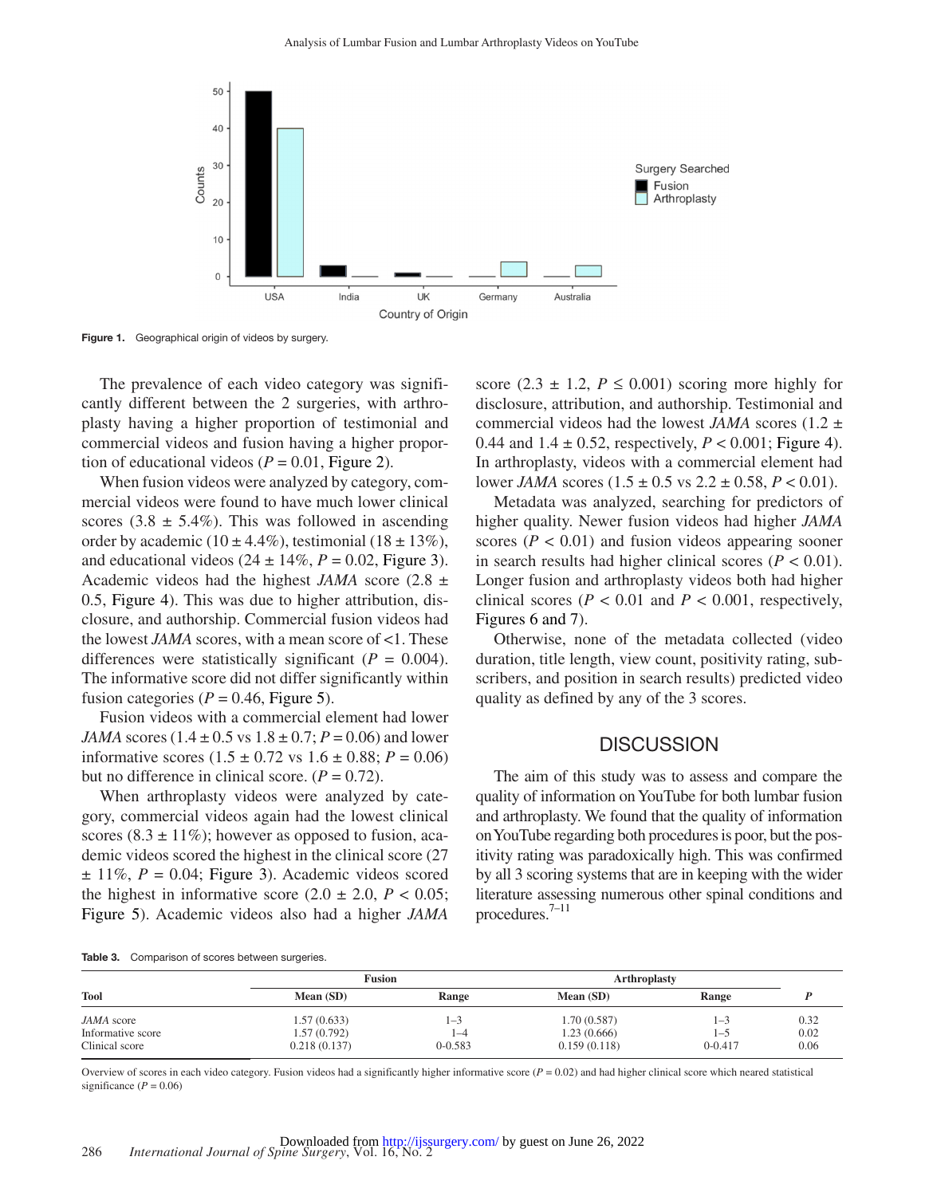Figure 1. Geographical origin of videos by surgery.

The prevalence of each video category was significantly different between the 2 surgeries, with arthroplasty having a higher proportion of testimonial and commercial videos and fusion having a higher proportion of educational videos ($P = 0.01$, Figure 2).

When fusion videos were analyzed by category, commercial videos were found to have much lower clinical scores (3.8 ± 5.4%). This was followed in ascending order by academic (10 ± 4.4%), testimonial (18 ± 13%), and educational videos (24 ± 14%, $P = 0.02$, Figure 3). Academic videos had the highest *JAMA* score (2.8 ± 0.5, Figure 4). This was due to higher attribution, disclosure, and authorship. Commercial fusion videos had the lowest *JAMA* scores, with a mean score of <1. These differences were statistically significant ($P = 0.004$). The informative score did not differ significantly within fusion categories ($P = 0.46$, Figure 5).

Fusion videos with a commercial element had lower *JAMA* scores (1.4 ± 0.5 vs 1.8 ± 0.7; $P = 0.06$) and lower informative scores (1.5 ± 0.72 vs 1.6 ± 0.88; $P = 0.06$) but no difference in clinical score. ($P = 0.72$).

When arthroplasty videos were analyzed by category, commercial videos again had the lowest clinical scores (8.3 ± 11%); however as opposed to fusion, academic videos scored the highest in the clinical score (27 ± 11%, $P = 0.04$; Figure 3). Academic videos scored the highest in informative score (2.0 ± 2.0, $P < 0.05$; Figure 5). Academic videos also had a higher *JAMA* score (2.3 ± 1.2, $P \leq 0.001$) scoring more highly for disclosure, attribution, and authorship. Testimonial and commercial videos had the lowest *JAMA* scores (1.2 ± 0.44 and 1.4 ± 0.52, respectively, $P < 0.001$; Figure 4). In arthroplasty, videos with a commercial element had lower *JAMA* scores (1.5 ± 0.5 vs 2.2 ± 0.58, $P < 0.01$).

Metadata was analyzed, searching for predictors of higher quality. Newer fusion videos had higher *JAMA* scores ($P < 0.01$) and fusion videos appearing sooner in search results had higher clinical scores ($P < 0.01$). Longer fusion and arthroplasty videos both had higher clinical scores ($P < 0.01$ and $P < 0.001$, respectively, Figures 6 and 7).

Otherwise, none of the metadata collected (video duration, title length, view count, positivity rating, subscribers, and position in search results) predicted video quality as defined by any of the 3 scores.

## DISCUSSION

The aim of this study was to assess and compare the quality of information on YouTube for both lumbar fusion and arthroplasty. We found that the quality of information on YouTube regarding both procedures is poor, but the positivity rating was paradoxically high. This was confirmed by all 3 scoring systems that are in keeping with the wider literature assessing numerous other spinal conditions and procedures.[7–11]

**Table 3.** Comparison of scores between surgeries.

| Tool | Fusion | | Arthroplasty | | *P* |
|---|---|---|---|---|---|
| | Mean (SD) | Range | Mean (SD) | Range | |
| *JAMA* score | 1.57 (0.633) | 1–3 | 1.70 (0.587) | 1–3 | 0.32 |
| Informative score | 1.57 (0.792) | 1–4 | 1.23 (0.666) | 1–5 | 0.02 |
| Clinical score | 0.218 (0.137) | 0-0.583 | 0.159 (0.118) | 0-0.417 | 0.06 |

Overview of scores in each video category. Fusion videos had a significantly higher informative score ($P = 0.02$) and had higher clinical score which neared statistical significance ($P = 0.06$)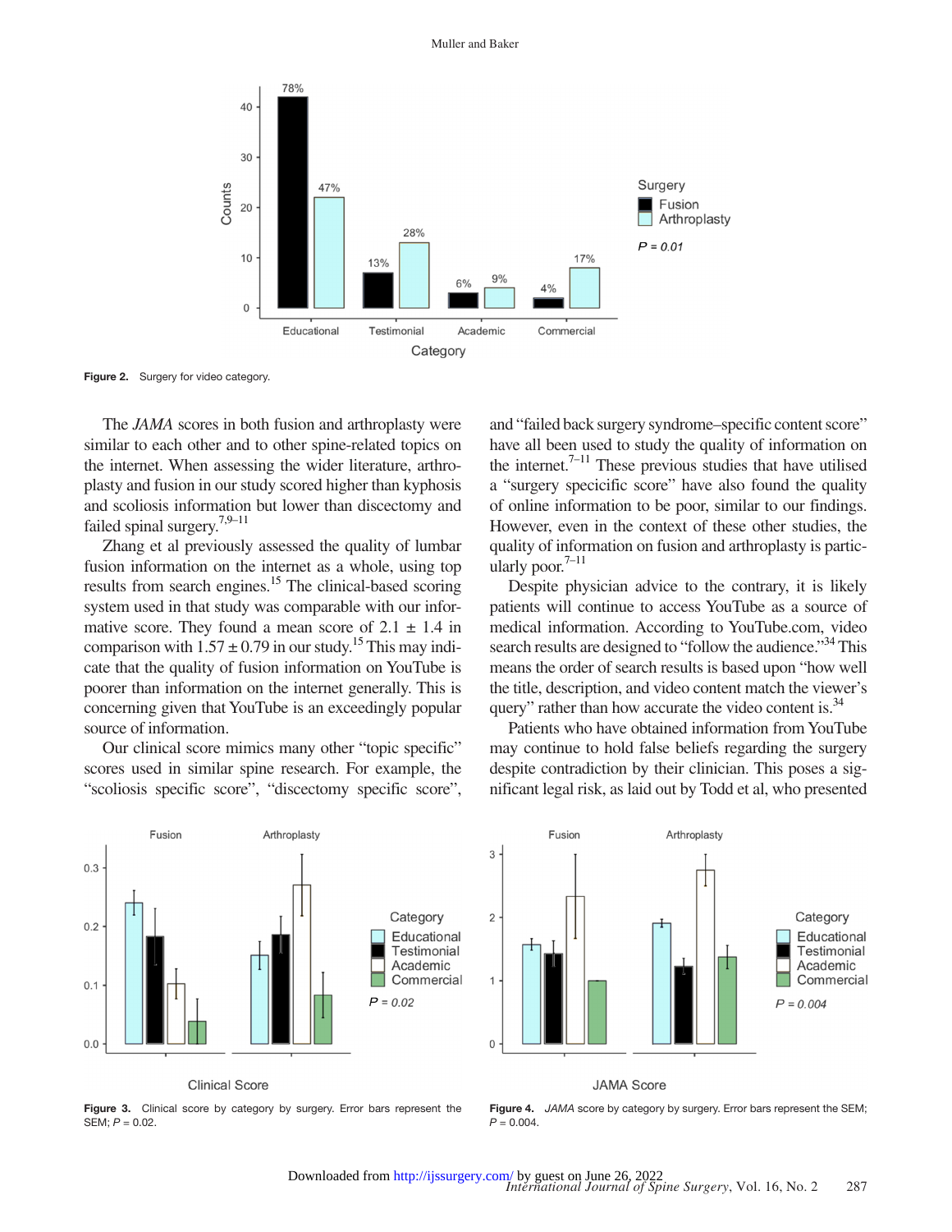Figure 2. Surgery for video category.

The *JAMA* scores in both fusion and arthroplasty were similar to each other and to other spine-related topics on the internet. When assessing the wider literature, arthroplasty and fusion in our study scored higher than kyphosis and scoliosis information but lower than discectomy and failed spinal surgery.[7,9–11]

Zhang et al previously assessed the quality of lumbar fusion information on the internet as a whole, using top results from search engines.[15] The clinical-based scoring system used in that study was comparable with our informative score. They found a mean score of $2.1 \pm 1.4$ in comparison with $1.57 \pm 0.79$ in our study.[15] This may indicate that the quality of fusion information on YouTube is poorer than information on the internet generally. This is concerning given that YouTube is an exceedingly popular source of information.

Our clinical score mimics many other "topic specific" scores used in similar spine research. For example, the "scoliosis specific score", "discectomy specific score", and "failed back surgery syndrome–specific content score" have all been used to study the quality of information on the internet.[7–11] These previous studies that have utilised a "surgery specicific score" have also found the quality of online information to be poor, similar to our findings. However, even in the context of these other studies, the quality of information on fusion and arthroplasty is particularly poor.[7–11]

Despite physician advice to the contrary, it is likely patients will continue to access YouTube as a source of medical information. According to YouTube.com, video search results are designed to "follow the audience."[34] This means the order of search results is based upon "how well the title, description, and video content match the viewer's query" rather than how accurate the video content is.[34]

Patients who have obtained information from YouTube may continue to hold false beliefs regarding the surgery despite contradiction by their clinician. This poses a significant legal risk, as laid out by Todd et al, who presented

**Figure 3.** Clinical score by category by surgery. Error bars represent the SEM; $P = 0.02$.

**Figure 4.** *JAMA* score by category by surgery. Error bars represent the SEM; $P = 0.004$.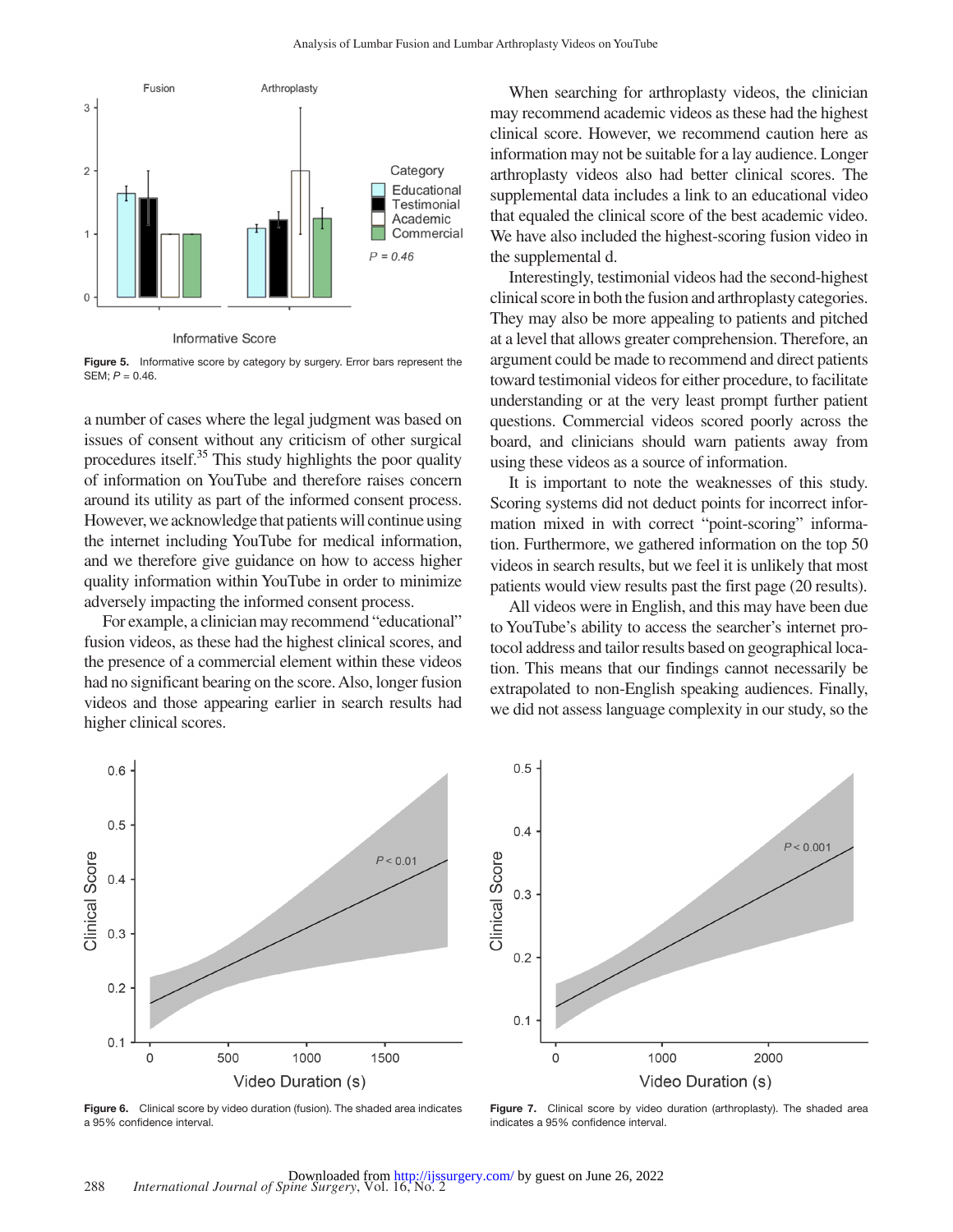Informative Score

Figure 5. Informative score by category by surgery. Error bars represent the SEM; $P = 0.46$.

a number of cases where the legal judgment was based on issues of consent without any criticism of other surgical procedures itself.[35] This study highlights the poor quality of information on YouTube and therefore raises concern around its utility as part of the informed consent process. However, we acknowledge that patients will continue using the internet including YouTube for medical information, and we therefore give guidance on how to access higher quality information within YouTube in order to minimize adversely impacting the informed consent process.

For example, a clinician may recommend "educational" fusion videos, as these had the highest clinical scores, and the presence of a commercial element within these videos had no significant bearing on the score. Also, longer fusion videos and those appearing earlier in search results had higher clinical scores.

When searching for arthroplasty videos, the clinician may recommend academic videos as these had the highest clinical score. However, we recommend caution here as information may not be suitable for a lay audience. Longer arthroplasty videos also had better clinical scores. The supplemental data includes a link to an educational video that equaled the clinical score of the best academic video. We have also included the highest-scoring fusion video in the supplemental d.

Interestingly, testimonial videos had the second-highest clinical score in both the fusion and arthroplasty categories. They may also be more appealing to patients and pitched at a level that allows greater comprehension. Therefore, an argument could be made to recommend and direct patients toward testimonial videos for either procedure, to facilitate understanding or at the very least prompt further patient questions. Commercial videos scored poorly across the board, and clinicians should warn patients away from using these videos as a source of information.

It is important to note the weaknesses of this study. Scoring systems did not deduct points for incorrect information mixed in with correct "point-scoring" information. Furthermore, we gathered information on the top 50 videos in search results, but we feel it is unlikely that most patients would view results past the first page (20 results).

All videos were in English, and this may have been due to YouTube's ability to access the searcher's internet protocol address and tailor results based on geographical location. This means that our findings cannot necessarily be extrapolated to non-English speaking audiences. Finally, we did not assess language complexity in our study, so the

Figure 6. Clinical score by video duration (fusion). The shaded area indicates a 95% confidence interval.

Figure 7. Clinical score by video duration (arthroplasty). The shaded area indicates a 95% confidence interval.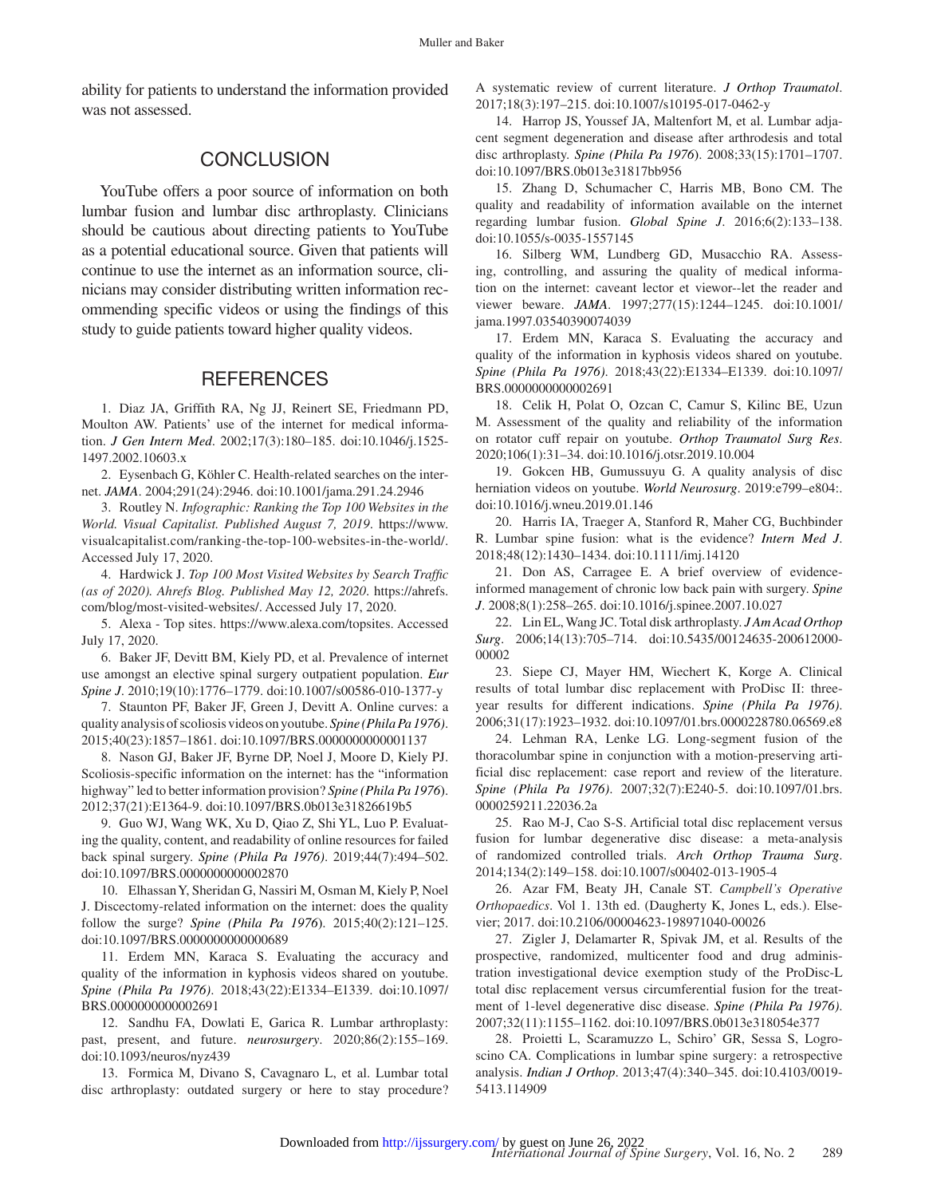ability for patients to understand the information provided was not assessed.

## CONCLUSION

YouTube offers a poor source of information on both lumbar fusion and lumbar disc arthroplasty. Clinicians should be cautious about directing patients to YouTube as a potential educational source. Given that patients will continue to use the internet as an information source, clinicians may consider distributing written information recommending specific videos or using the findings of this study to guide patients toward higher quality videos.

## REFERENCES

1. Diaz JA, Griffith RA, Ng JJ, Reinert SE, Friedmann PD, Moulton AW. Patients' use of the internet for medical information. *J Gen Intern Med*. 2002;17(3):180–185. doi:10.1046/j.1525-1497.2002.10603.x

2. Eysenbach G, Köhler C. Health-related searches on the internet. *JAMA*. 2004;291(24):2946. doi:10.1001/jama.291.24.2946

3. Routley N. *Infographic: Ranking the Top 100 Websites in the World. Visual Capitalist. Published August 7, 2019*. https://www.visualcapitalist.com/ranking-the-top-100-websites-in-the-world/. Accessed July 17, 2020.

4. Hardwick J. *Top 100 Most Visited Websites by Search Traffic (as of 2020). Ahrefs Blog. Published May 12, 2020*. https://ahrefs.com/blog/most-visited-websites/. Accessed July 17, 2020.

5. Alexa - Top sites. https://www.alexa.com/topsites. Accessed July 17, 2020.

6. Baker JF, Devitt BM, Kiely PD, et al. Prevalence of internet use amongst an elective spinal surgery outpatient population. *Eur Spine J*. 2010;19(10):1776–1779. doi:10.1007/s00586-010-1377-y

7. Staunton PF, Baker JF, Green J, Devitt A. Online curves: a quality analysis of scoliosis videos on youtube. *Spine (Phila Pa 1976)*. 2015;40(23):1857–1861. doi:10.1097/BRS.0000000000001137

8. Nason GJ, Baker JF, Byrne DP, Noel J, Moore D, Kiely PJ. Scoliosis-specific information on the internet: has the "information highway" led to better information provision? *Spine (Phila Pa 1976)*. 2012;37(21):E1364-9. doi:10.1097/BRS.0b013e31826619b5

9. Guo WJ, Wang WK, Xu D, Qiao Z, Shi YL, Luo P. Evaluating the quality, content, and readability of online resources for failed back spinal surgery. *Spine (Phila Pa 1976)*. 2019;44(7):494–502. doi:10.1097/BRS.0000000000002870

10. Elhassan Y, Sheridan G, Nassiri M, Osman M, Kiely P, Noel J. Discectomy-related information on the internet: does the quality follow the surge? *Spine (Phila Pa 1976*). 2015;40(2):121–125. doi:10.1097/BRS.0000000000000689

11. Erdem MN, Karaca S. Evaluating the accuracy and quality of the information in kyphosis videos shared on youtube. *Spine (Phila Pa 1976)*. 2018;43(22):E1334–E1339. doi:10.1097/BRS.0000000000002691

12. Sandhu FA, Dowlati E, Garica R. Lumbar arthroplasty: past, present, and future. *neurosurgery*. 2020;86(2):155–169. doi:10.1093/neuros/nyz439

13. Formica M, Divano S, Cavagnaro L, et al. Lumbar total disc arthroplasty: outdated surgery or here to stay procedure? A systematic review of current literature. *J Orthop Traumatol*. 2017;18(3):197–215. doi:10.1007/s10195-017-0462-y

14. Harrop JS, Youssef JA, Maltenfort M, et al. Lumbar adjacent segment degeneration and disease after arthrodesis and total disc arthroplasty. *Spine (Phila Pa 1976*). 2008;33(15):1701–1707. doi:10.1097/BRS.0b013e31817bb956

15. Zhang D, Schumacher C, Harris MB, Bono CM. The quality and readability of information available on the internet regarding lumbar fusion. *Global Spine J*. 2016;6(2):133–138. doi:10.1055/s-0035-1557145

16. Silberg WM, Lundberg GD, Musacchio RA. Assessing, controlling, and assuring the quality of medical information on the internet: caveant lector et viewor--let the reader and viewer beware. *JAMA*. 1997;277(15):1244–1245. doi:10.1001/jama.1997.03540390074039

17. Erdem MN, Karaca S. Evaluating the accuracy and quality of the information in kyphosis videos shared on youtube. *Spine (Phila Pa 1976)*. 2018;43(22):E1334–E1339. doi:10.1097/BRS.0000000000002691

18. Celik H, Polat O, Ozcan C, Camur S, Kilinc BE, Uzun M. Assessment of the quality and reliability of the information on rotator cuff repair on youtube. *Orthop Traumatol Surg Res*. 2020;106(1):31–34. doi:10.1016/j.otsr.2019.10.004

19. Gokcen HB, Gumussuyu G. A quality analysis of disc herniation videos on youtube. *World Neurosurg*. 2019:e799–e804:. doi:10.1016/j.wneu.2019.01.146

20. Harris IA, Traeger A, Stanford R, Maher CG, Buchbinder R. Lumbar spine fusion: what is the evidence? *Intern Med J*. 2018;48(12):1430–1434. doi:10.1111/imj.14120

21. Don AS, Carragee E. A brief overview of evidence-informed management of chronic low back pain with surgery. *Spine J*. 2008;8(1):258–265. doi:10.1016/j.spinee.2007.10.027

22. Lin EL, Wang JC. Total disk arthroplasty. *J Am Acad Orthop Surg*. 2006;14(13):705–714. doi:10.5435/00124635-200612000-00002

23. Siepe CJ, Mayer HM, Wiechert K, Korge A. Clinical results of total lumbar disc replacement with ProDisc II: three-year results for different indications. *Spine (Phila Pa 1976)*. 2006;31(17):1923–1932. doi:10.1097/01.brs.0000228780.06569.e8

24. Lehman RA, Lenke LG. Long-segment fusion of the thoracolumbar spine in conjunction with a motion-preserving artificial disc replacement: case report and review of the literature. *Spine (Phila Pa 1976)*. 2007;32(7):E240-5. doi:10.1097/01.brs.0000259211.22036.2a

25. Rao M-J, Cao S-S. Artificial total disc replacement versus fusion for lumbar degenerative disc disease: a meta-analysis of randomized controlled trials. *Arch Orthop Trauma Surg*. 2014;134(2):149–158. doi:10.1007/s00402-013-1905-4

26. Azar FM, Beaty JH, Canale ST. *Campbell's Operative Orthopaedics*. Vol 1. 13th ed. (Daugherty K, Jones L, eds.). Elsevier; 2017. doi:10.2106/00004623-198971040-00026

27. Zigler J, Delamarter R, Spivak JM, et al. Results of the prospective, randomized, multicenter food and drug administration investigational device exemption study of the ProDisc-L total disc replacement versus circumferential fusion for the treatment of 1-level degenerative disc disease. *Spine (Phila Pa 1976)*. 2007;32(11):1155–1162. doi:10.1097/BRS.0b013e318054e377

28. Proietti L, Scaramuzzo L, Schiro' GR, Sessa S, Logroscino CA. Complications in lumbar spine surgery: a retrospective analysis. *Indian J Orthop*. 2013;47(4):340–345. doi:10.4103/0019-5413.114909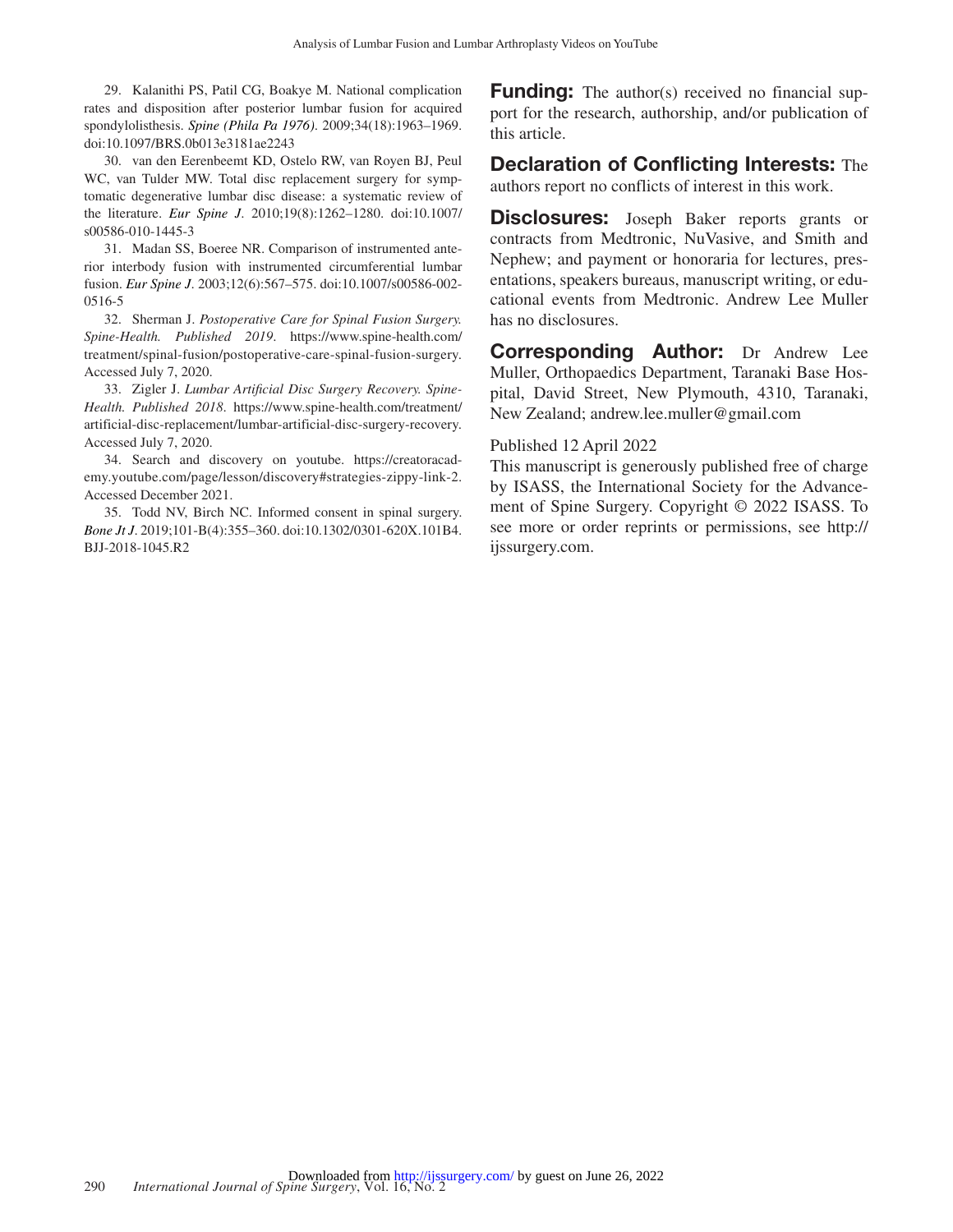29. Kalanithi PS, Patil CG, Boakye M. National complication rates and disposition after posterior lumbar fusion for acquired spondylolisthesis. *Spine (Phila Pa 1976)*. 2009;34(18):1963–1969. doi:10.1097/BRS.0b013e3181ae2243

30. van den Eerenbeemt KD, Ostelo RW, van Royen BJ, Peul WC, van Tulder MW. Total disc replacement surgery for symptomatic degenerative lumbar disc disease: a systematic review of the literature. *Eur Spine J*. 2010;19(8):1262–1280. doi:10.1007/s00586-010-1445-3

31. Madan SS, Boeree NR. Comparison of instrumented anterior interbody fusion with instrumented circumferential lumbar fusion. *Eur Spine J*. 2003;12(6):567–575. doi:10.1007/s00586-002-0516-5

32. Sherman J. *Postoperative Care for Spinal Fusion Surgery. Spine-Health. Published 2019*. https://www.spine-health.com/treatment/spinal-fusion/postoperative-care-spinal-fusion-surgery. Accessed July 7, 2020.

33. Zigler J. *Lumbar Artificial Disc Surgery Recovery. Spine-Health. Published 2018*. https://www.spine-health.com/treatment/artificial-disc-replacement/lumbar-artificial-disc-surgery-recovery. Accessed July 7, 2020.

34. Search and discovery on youtube. https://creatoracademy.youtube.com/page/lesson/discovery#strategies-zippy-link-2. Accessed December 2021.

35. Todd NV, Birch NC. Informed consent in spinal surgery. *Bone Jt J*. 2019;101-B(4):355–360. doi:10.1302/0301-620X.101B4.BJJ-2018-1045.R2

**Funding:** The author(s) received no financial support for the research, authorship, and/or publication of this article.

**Declaration of Conflicting Interests:** The authors report no conflicts of interest in this work.

**Disclosures:** Joseph Baker reports grants or contracts from Medtronic, NuVasive, and Smith and Nephew; and payment or honoraria for lectures, presentations, speakers bureaus, manuscript writing, or educational events from Medtronic. Andrew Lee Muller has no disclosures.

**Corresponding Author:** Dr Andrew Lee Muller, Orthopaedics Department, Taranaki Base Hospital, David Street, New Plymouth, 4310, Taranaki, New Zealand; andrew.lee.muller@gmail.com

Published 12 April 2022

This manuscript is generously published free of charge by ISASS, the International Society for the Advancement of Spine Surgery. Copyright © 2022 ISASS. To see more or order reprints or permissions, see http://ijssurgery.com.